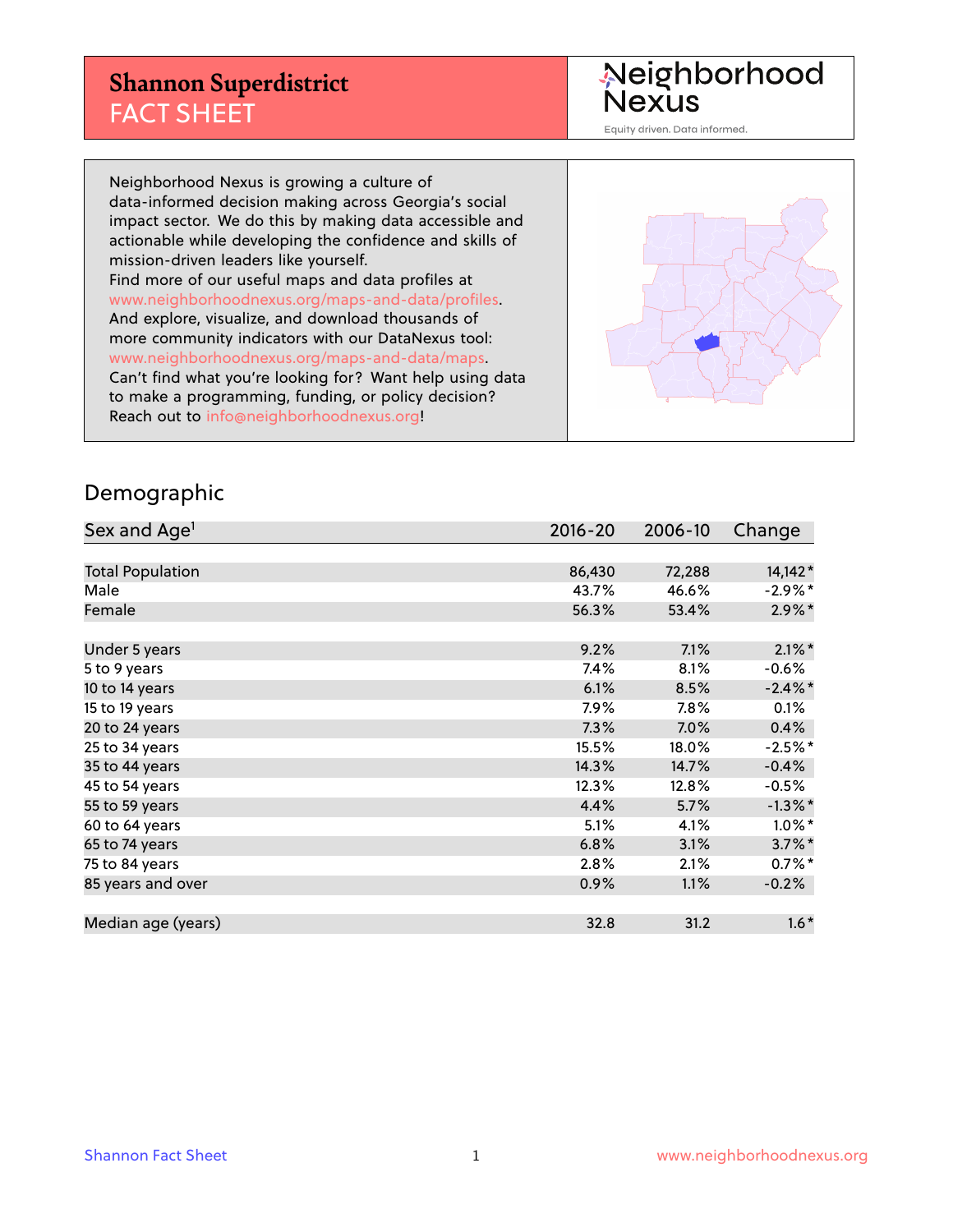# Shannon Superdistrict
## FACT SHEET

Neighborhood Nexus

Equity driven. Data informed.

Neighborhood Nexus is growing a culture of data-informed decision making across Georgia's social impact sector. We do this by making data accessible and actionable while developing the confidence and skills of mission-driven leaders like yourself.
Find more of our useful maps and data profiles at www.neighborhoodnexus.org/maps-and-data/profiles.
And explore, visualize, and download thousands of more community indicators with our DataNexus tool: www.neighborhoodnexus.org/maps-and-data/maps.
Can't find what you're looking for? Want help using data to make a programming, funding, or policy decision? Reach out to info@neighborhoodnexus.org!

## Demographic

| Sex and Age[1] | 2016-20 | 2006-10 | Change |
|---|---|---|---|
| Total Population | 86,430 | 72,288 | 14,142* |
| Male | 43.7% | 46.6% | -2.9%* |
| Female | 56.3% | 53.4% | 2.9%* |
| | | | |
| Under 5 years | 9.2% | 7.1% | 2.1%* |
| 5 to 9 years | 7.4% | 8.1% | -0.6% |
| 10 to 14 years | 6.1% | 8.5% | -2.4%* |
| 15 to 19 years | 7.9% | 7.8% | 0.1% |
| 20 to 24 years | 7.3% | 7.0% | 0.4% |
| 25 to 34 years | 15.5% | 18.0% | -2.5%* |
| 35 to 44 years | 14.3% | 14.7% | -0.4% |
| 45 to 54 years | 12.3% | 12.8% | -0.5% |
| 55 to 59 years | 4.4% | 5.7% | -1.3%* |
| 60 to 64 years | 5.1% | 4.1% | 1.0%* |
| 65 to 74 years | 6.8% | 3.1% | 3.7%* |
| 75 to 84 years | 2.8% | 2.1% | 0.7%* |
| 85 years and over | 0.9% | 1.1% | -0.2% |
| | | | |
| Median age (years) | 32.8 | 31.2 | 1.6* |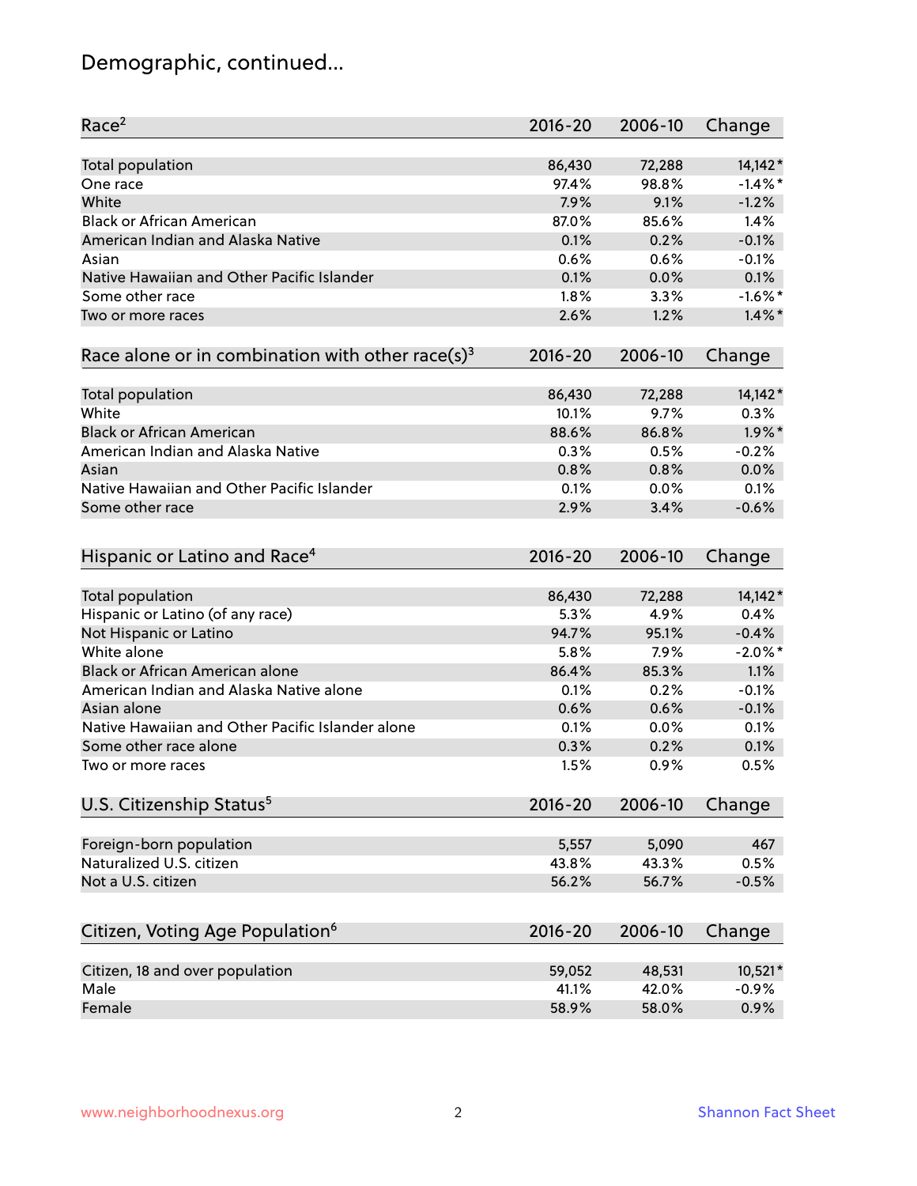# Demographic, continued...

| Race[2] | 2016-20 | 2006-10 | Change |
|---|---|---|---|
| Total population | 86,430 | 72,288 | 14,142* |
| One race | 97.4% | 98.8% | -1.4%* |
| White | 7.9% | 9.1% | -1.2% |
| Black or African American | 87.0% | 85.6% | 1.4% |
| American Indian and Alaska Native | 0.1% | 0.2% | -0.1% |
| Asian | 0.6% | 0.6% | -0.1% |
| Native Hawaiian and Other Pacific Islander | 0.1% | 0.0% | 0.1% |
| Some other race | 1.8% | 3.3% | -1.6%* |
| Two or more races | 2.6% | 1.2% | 1.4%* |

| Race alone or in combination with other race(s)[3] | 2016-20 | 2006-10 | Change |
|---|---|---|---|
| Total population | 86,430 | 72,288 | 14,142* |
| White | 10.1% | 9.7% | 0.3% |
| Black or African American | 88.6% | 86.8% | 1.9%* |
| American Indian and Alaska Native | 0.3% | 0.5% | -0.2% |
| Asian | 0.8% | 0.8% | 0.0% |
| Native Hawaiian and Other Pacific Islander | 0.1% | 0.0% | 0.1% |
| Some other race | 2.9% | 3.4% | -0.6% |

| Hispanic or Latino and Race[4] | 2016-20 | 2006-10 | Change |
|---|---|---|---|
| Total population | 86,430 | 72,288 | 14,142* |
| Hispanic or Latino (of any race) | 5.3% | 4.9% | 0.4% |
| Not Hispanic or Latino | 94.7% | 95.1% | -0.4% |
| White alone | 5.8% | 7.9% | -2.0%* |
| Black or African American alone | 86.4% | 85.3% | 1.1% |
| American Indian and Alaska Native alone | 0.1% | 0.2% | -0.1% |
| Asian alone | 0.6% | 0.6% | -0.1% |
| Native Hawaiian and Other Pacific Islander alone | 0.1% | 0.0% | 0.1% |
| Some other race alone | 0.3% | 0.2% | 0.1% |
| Two or more races | 1.5% | 0.9% | 0.5% |

| U.S. Citizenship Status[5] | 2016-20 | 2006-10 | Change |
|---|---|---|---|
| Foreign-born population | 5,557 | 5,090 | 467 |
| Naturalized U.S. citizen | 43.8% | 43.3% | 0.5% |
| Not a U.S. citizen | 56.2% | 56.7% | -0.5% |

| Citizen, Voting Age Population[6] | 2016-20 | 2006-10 | Change |
|---|---|---|---|
| Citizen, 18 and over population | 59,052 | 48,531 | 10,521* |
| Male | 41.1% | 42.0% | -0.9% |
| Female | 58.9% | 58.0% | 0.9% |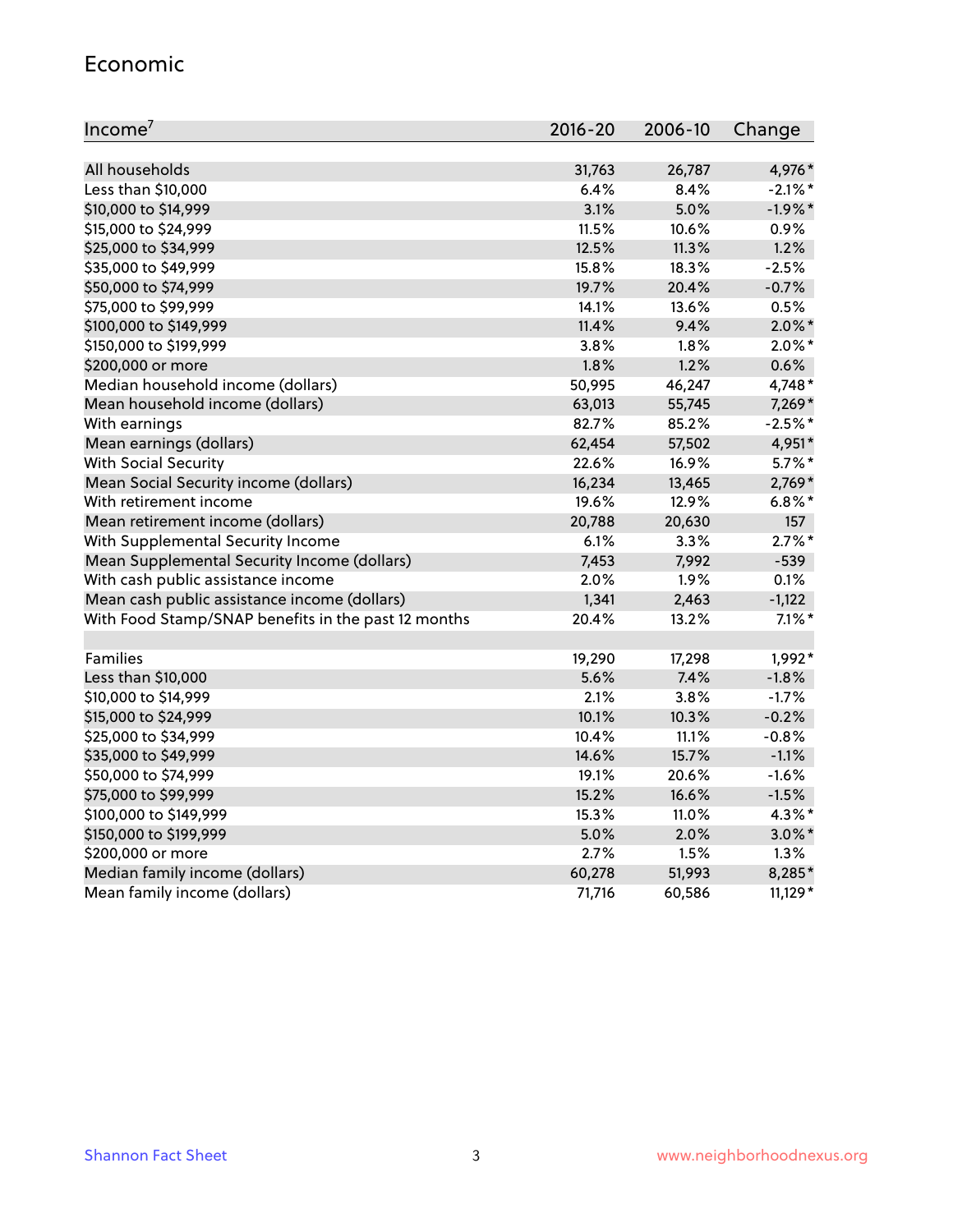## Economic

| Income[7] | 2016-20 | 2006-10 | Change |
|---|---|---|---|
| All households | 31,763 | 26,787 | 4,976* |
| Less than $10,000 | 6.4% | 8.4% | -2.1%* |
| $10,000 to $14,999 | 3.1% | 5.0% | -1.9%* |
| $15,000 to $24,999 | 11.5% | 10.6% | 0.9% |
| $25,000 to $34,999 | 12.5% | 11.3% | 1.2% |
| $35,000 to $49,999 | 15.8% | 18.3% | -2.5% |
| $50,000 to $74,999 | 19.7% | 20.4% | -0.7% |
| $75,000 to $99,999 | 14.1% | 13.6% | 0.5% |
| $100,000 to $149,999 | 11.4% | 9.4% | 2.0%* |
| $150,000 to $199,999 | 3.8% | 1.8% | 2.0%* |
| $200,000 or more | 1.8% | 1.2% | 0.6% |
| Median household income (dollars) | 50,995 | 46,247 | 4,748* |
| Mean household income (dollars) | 63,013 | 55,745 | 7,269* |
| With earnings | 82.7% | 85.2% | -2.5%* |
| Mean earnings (dollars) | 62,454 | 57,502 | 4,951* |
| With Social Security | 22.6% | 16.9% | 5.7%* |
| Mean Social Security income (dollars) | 16,234 | 13,465 | 2,769* |
| With retirement income | 19.6% | 12.9% | 6.8%* |
| Mean retirement income (dollars) | 20,788 | 20,630 | 157 |
| With Supplemental Security Income | 6.1% | 3.3% | 2.7%* |
| Mean Supplemental Security Income (dollars) | 7,453 | 7,992 | -539 |
| With cash public assistance income | 2.0% | 1.9% | 0.1% |
| Mean cash public assistance income (dollars) | 1,341 | 2,463 | -1,122 |
| With Food Stamp/SNAP benefits in the past 12 months | 20.4% | 13.2% | 7.1%* |
| | | | |
| Families | 19,290 | 17,298 | 1,992* |
| Less than $10,000 | 5.6% | 7.4% | -1.8% |
| $10,000 to $14,999 | 2.1% | 3.8% | -1.7% |
| $15,000 to $24,999 | 10.1% | 10.3% | -0.2% |
| $25,000 to $34,999 | 10.4% | 11.1% | -0.8% |
| $35,000 to $49,999 | 14.6% | 15.7% | -1.1% |
| $50,000 to $74,999 | 19.1% | 20.6% | -1.6% |
| $75,000 to $99,999 | 15.2% | 16.6% | -1.5% |
| $100,000 to $149,999 | 15.3% | 11.0% | 4.3%* |
| $150,000 to $199,999 | 5.0% | 2.0% | 3.0%* |
| $200,000 or more | 2.7% | 1.5% | 1.3% |
| Median family income (dollars) | 60,278 | 51,993 | 8,285* |
| Mean family income (dollars) | 71,716 | 60,586 | 11,129* |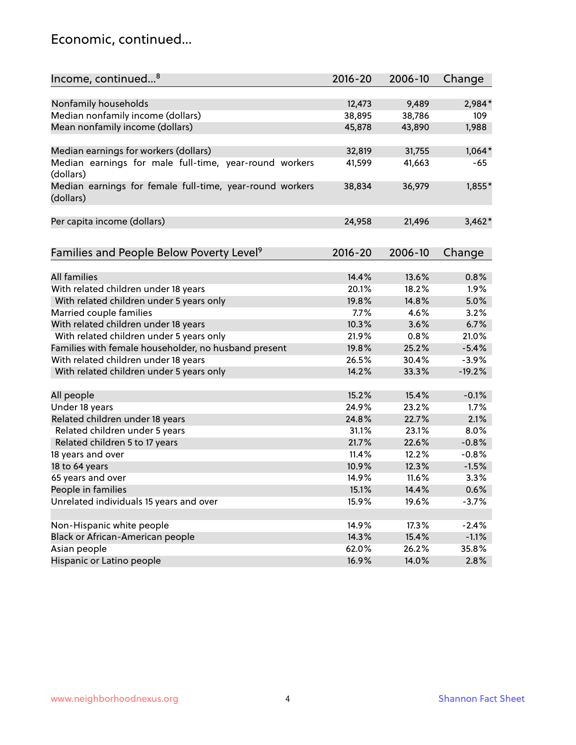## Economic, continued...

| Income, continued...[8] | 2016-20 | 2006-10 | Change |
|---|---|---|---|
| Nonfamily households | 12,473 | 9,489 | 2,984* |
| Median nonfamily income (dollars) | 38,895 | 38,786 | 109 |
| Mean nonfamily income (dollars) | 45,878 | 43,890 | 1,988 |
| Median earnings for workers (dollars) | 32,819 | 31,755 | 1,064* |
| Median earnings for male full-time, year-round workers (dollars) | 41,599 | 41,663 | -65 |
| Median earnings for female full-time, year-round workers (dollars) | 38,834 | 36,979 | 1,855* |
| Per capita income (dollars) | 24,958 | 21,496 | 3,462* |

| Families and People Below Poverty Level[9] | 2016-20 | 2006-10 | Change |
|---|---|---|---|
| All families | 14.4% | 13.6% | 0.8% |
| With related children under 18 years | 20.1% | 18.2% | 1.9% |
| With related children under 5 years only | 19.8% | 14.8% | 5.0% |
| Married couple families | 7.7% | 4.6% | 3.2% |
| With related children under 18 years | 10.3% | 3.6% | 6.7% |
| With related children under 5 years only | 21.9% | 0.8% | 21.0% |
| Families with female householder, no husband present | 19.8% | 25.2% | -5.4% |
| With related children under 18 years | 26.5% | 30.4% | -3.9% |
| With related children under 5 years only | 14.2% | 33.3% | -19.2% |
| All people | 15.2% | 15.4% | -0.1% |
| Under 18 years | 24.9% | 23.2% | 1.7% |
| Related children under 18 years | 24.8% | 22.7% | 2.1% |
| Related children under 5 years | 31.1% | 23.1% | 8.0% |
| Related children 5 to 17 years | 21.7% | 22.6% | -0.8% |
| 18 years and over | 11.4% | 12.2% | -0.8% |
| 18 to 64 years | 10.9% | 12.3% | -1.5% |
| 65 years and over | 14.9% | 11.6% | 3.3% |
| People in families | 15.1% | 14.4% | 0.6% |
| Unrelated individuals 15 years and over | 15.9% | 19.6% | -3.7% |
| Non-Hispanic white people | 14.9% | 17.3% | -2.4% |
| Black or African-American people | 14.3% | 15.4% | -1.1% |
| Asian people | 62.0% | 26.2% | 35.8% |
| Hispanic or Latino people | 16.9% | 14.0% | 2.8% |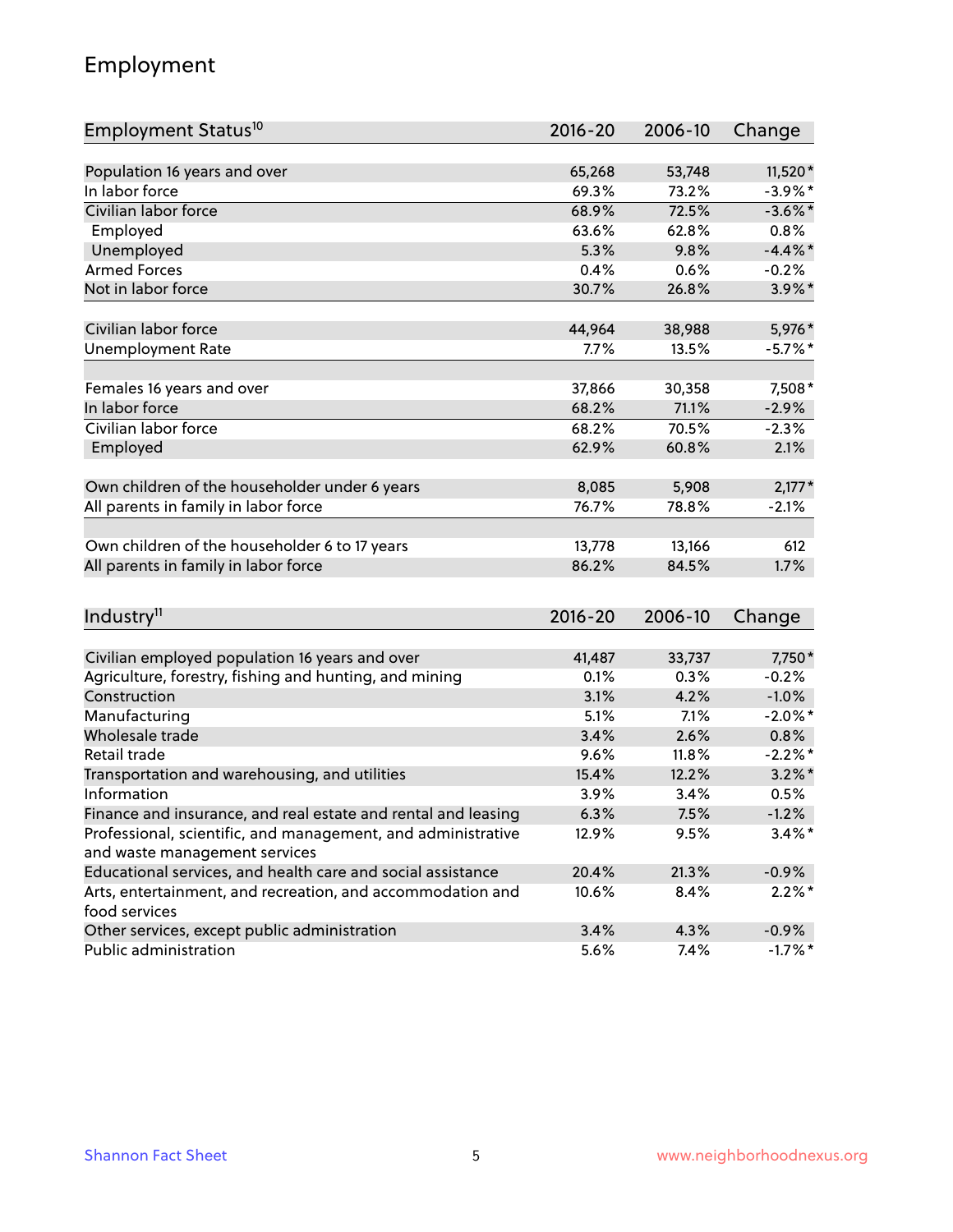## Employment

| Employment Status[10] | 2016-20 | 2006-10 | Change |
|---|---|---|---|
| Population 16 years and over | 65,268 | 53,748 | 11,520* |
| In labor force | 69.3% | 73.2% | -3.9%* |
| Civilian labor force | 68.9% | 72.5% | -3.6%* |
| Employed | 63.6% | 62.8% | 0.8% |
| Unemployed | 5.3% | 9.8% | -4.4%* |
| Armed Forces | 0.4% | 0.6% | -0.2% |
| Not in labor force | 30.7% | 26.8% | 3.9%* |
| | | | |
| Civilian labor force | 44,964 | 38,988 | 5,976* |
| Unemployment Rate | 7.7% | 13.5% | -5.7%* |
| | | | |
| Females 16 years and over | 37,866 | 30,358 | 7,508* |
| In labor force | 68.2% | 71.1% | -2.9% |
| Civilian labor force | 68.2% | 70.5% | -2.3% |
| Employed | 62.9% | 60.8% | 2.1% |
| | | | |
| Own children of the householder under 6 years | 8,085 | 5,908 | 2,177* |
| All parents in family in labor force | 76.7% | 78.8% | -2.1% |
| | | | |
| Own children of the householder 6 to 17 years | 13,778 | 13,166 | 612 |
| All parents in family in labor force | 86.2% | 84.5% | 1.7% |

| Industry[11] | 2016-20 | 2006-10 | Change |
|---|---|---|---|
| Civilian employed population 16 years and over | 41,487 | 33,737 | 7,750* |
| Agriculture, forestry, fishing and hunting, and mining | 0.1% | 0.3% | -0.2% |
| Construction | 3.1% | 4.2% | -1.0% |
| Manufacturing | 5.1% | 7.1% | -2.0%* |
| Wholesale trade | 3.4% | 2.6% | 0.8% |
| Retail trade | 9.6% | 11.8% | -2.2%* |
| Transportation and warehousing, and utilities | 15.4% | 12.2% | 3.2%* |
| Information | 3.9% | 3.4% | 0.5% |
| Finance and insurance, and real estate and rental and leasing | 6.3% | 7.5% | -1.2% |
| Professional, scientific, and management, and administrative and waste management services | 12.9% | 9.5% | 3.4%* |
| Educational services, and health care and social assistance | 20.4% | 21.3% | -0.9% |
| Arts, entertainment, and recreation, and accommodation and food services | 10.6% | 8.4% | 2.2%* |
| Other services, except public administration | 3.4% | 4.3% | -0.9% |
| Public administration | 5.6% | 7.4% | -1.7%* |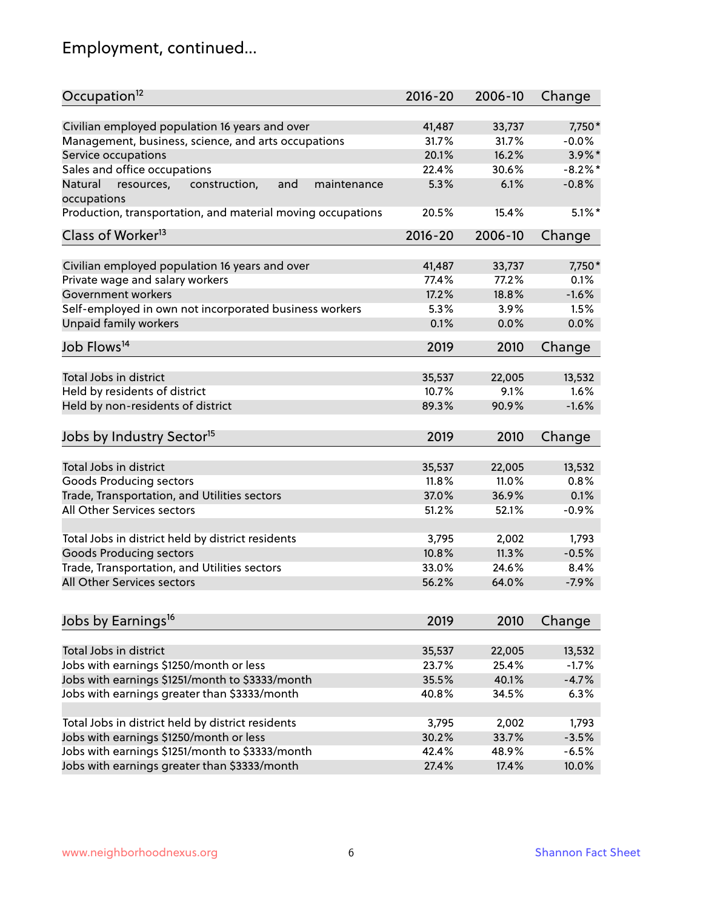## Employment, continued...

| Occupation[12] | 2016-20 | 2006-10 | Change |
|---|---|---|---|
| Civilian employed population 16 years and over | 41,487 | 33,737 | 7,750* |
| Management, business, science, and arts occupations | 31.7% | 31.7% | -0.0% |
| Service occupations | 20.1% | 16.2% | 3.9%* |
| Sales and office occupations | 22.4% | 30.6% | -8.2%* |
| Natural resources, construction, and maintenance occupations | 5.3% | 6.1% | -0.8% |
| Production, transportation, and material moving occupations | 20.5% | 15.4% | 5.1%* |

| Class of Worker[13] | 2016-20 | 2006-10 | Change |
|---|---|---|---|
| Civilian employed population 16 years and over | 41,487 | 33,737 | 7,750* |
| Private wage and salary workers | 77.4% | 77.2% | 0.1% |
| Government workers | 17.2% | 18.8% | -1.6% |
| Self-employed in own not incorporated business workers | 5.3% | 3.9% | 1.5% |
| Unpaid family workers | 0.1% | 0.0% | 0.0% |

| Job Flows[14] | 2019 | 2010 | Change |
|---|---|---|---|
| Total Jobs in district | 35,537 | 22,005 | 13,532 |
| Held by residents of district | 10.7% | 9.1% | 1.6% |
| Held by non-residents of district | 89.3% | 90.9% | -1.6% |

| Jobs by Industry Sector[15] | 2019 | 2010 | Change |
|---|---|---|---|
| Total Jobs in district | 35,537 | 22,005 | 13,532 |
| Goods Producing sectors | 11.8% | 11.0% | 0.8% |
| Trade, Transportation, and Utilities sectors | 37.0% | 36.9% | 0.1% |
| All Other Services sectors | 51.2% | 52.1% | -0.9% |
| | | | |
| Total Jobs in district held by district residents | 3,795 | 2,002 | 1,793 |
| Goods Producing sectors | 10.8% | 11.3% | -0.5% |
| Trade, Transportation, and Utilities sectors | 33.0% | 24.6% | 8.4% |
| All Other Services sectors | 56.2% | 64.0% | -7.9% |

| Jobs by Earnings[16] | 2019 | 2010 | Change |
|---|---|---|---|
| Total Jobs in district | 35,537 | 22,005 | 13,532 |
| Jobs with earnings $1250/month or less | 23.7% | 25.4% | -1.7% |
| Jobs with earnings $1251/month to $3333/month | 35.5% | 40.1% | -4.7% |
| Jobs with earnings greater than $3333/month | 40.8% | 34.5% | 6.3% |
| | | | |
| Total Jobs in district held by district residents | 3,795 | 2,002 | 1,793 |
| Jobs with earnings $1250/month or less | 30.2% | 33.7% | -3.5% |
| Jobs with earnings $1251/month to $3333/month | 42.4% | 48.9% | -6.5% |
| Jobs with earnings greater than $3333/month | 27.4% | 17.4% | 10.0% |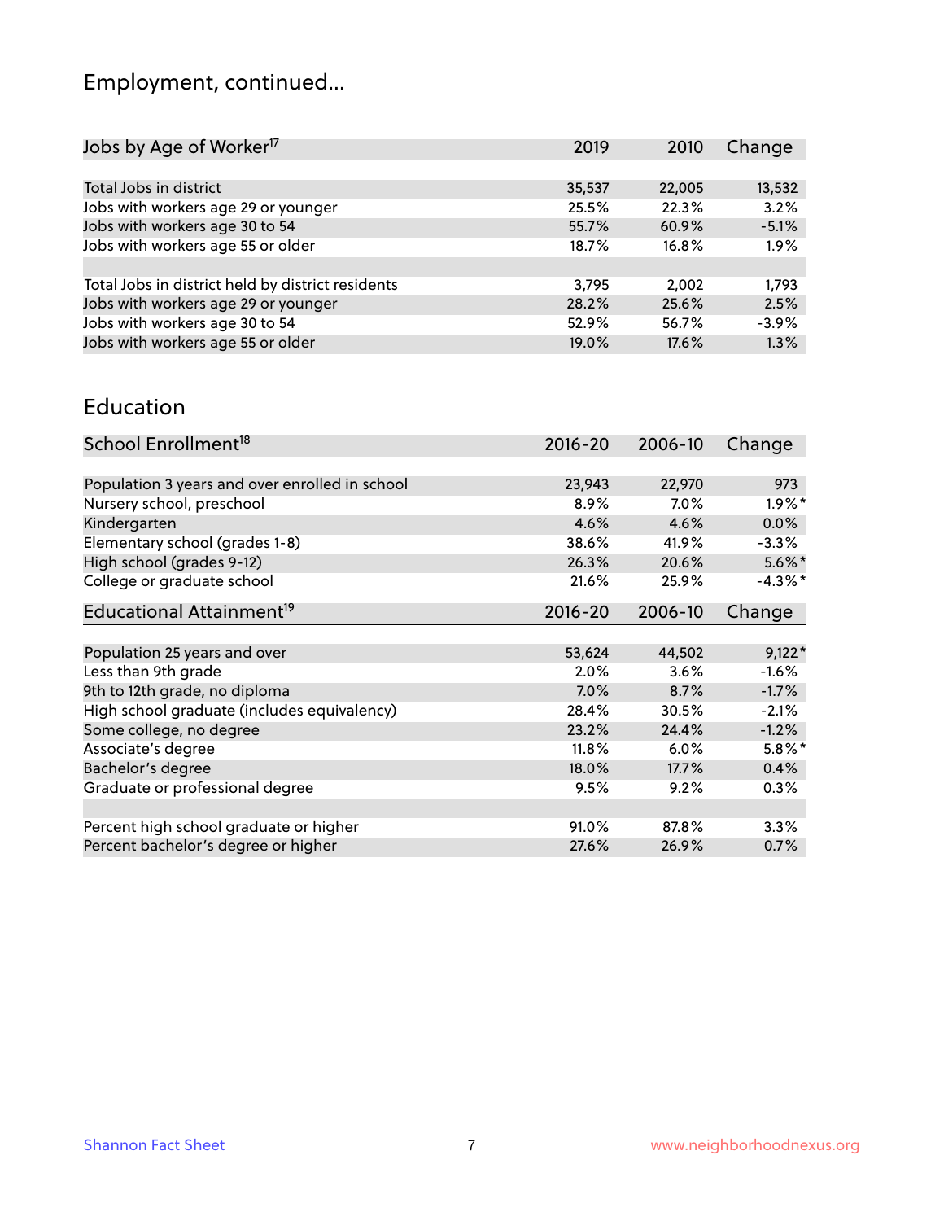# Employment, continued...

| Jobs by Age of Worker[17] | 2019 | 2010 | Change |
|---|---|---|---|
| Total Jobs in district | 35,537 | 22,005 | 13,532 |
| Jobs with workers age 29 or younger | 25.5% | 22.3% | 3.2% |
| Jobs with workers age 30 to 54 | 55.7% | 60.9% | -5.1% |
| Jobs with workers age 55 or older | 18.7% | 16.8% | 1.9% |
| | | | |
| Total Jobs in district held by district residents | 3,795 | 2,002 | 1,793 |
| Jobs with workers age 29 or younger | 28.2% | 25.6% | 2.5% |
| Jobs with workers age 30 to 54 | 52.9% | 56.7% | -3.9% |
| Jobs with workers age 55 or older | 19.0% | 17.6% | 1.3% |

## Education

| School Enrollment[18] | 2016-20 | 2006-10 | Change |
|---|---|---|---|
| Population 3 years and over enrolled in school | 23,943 | 22,970 | 973 |
| Nursery school, preschool | 8.9% | 7.0% | 1.9%* |
| Kindergarten | 4.6% | 4.6% | 0.0% |
| Elementary school (grades 1-8) | 38.6% | 41.9% | -3.3% |
| High school (grades 9-12) | 26.3% | 20.6% | 5.6%* |
| College or graduate school | 21.6% | 25.9% | -4.3%* |

| Educational Attainment[19] | 2016-20 | 2006-10 | Change |
|---|---|---|---|
| Population 25 years and over | 53,624 | 44,502 | 9,122* |
| Less than 9th grade | 2.0% | 3.6% | -1.6% |
| 9th to 12th grade, no diploma | 7.0% | 8.7% | -1.7% |
| High school graduate (includes equivalency) | 28.4% | 30.5% | -2.1% |
| Some college, no degree | 23.2% | 24.4% | -1.2% |
| Associate's degree | 11.8% | 6.0% | 5.8%* |
| Bachelor's degree | 18.0% | 17.7% | 0.4% |
| Graduate or professional degree | 9.5% | 9.2% | 0.3% |
| | | | |
| Percent high school graduate or higher | 91.0% | 87.8% | 3.3% |
| Percent bachelor's degree or higher | 27.6% | 26.9% | 0.7% |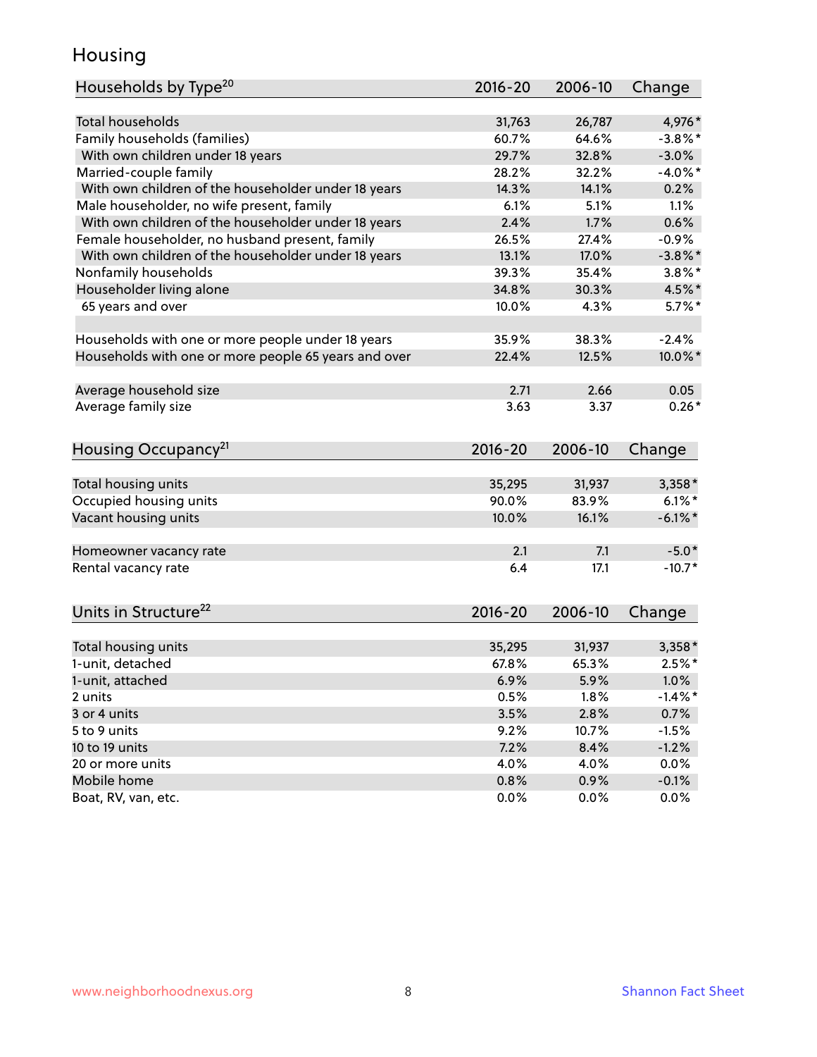## Housing

| Households by Type[20] | 2016-20 | 2006-10 | Change |
|---|---|---|---|
| Total households | 31,763 | 26,787 | 4,976* |
| Family households (families) | 60.7% | 64.6% | -3.8%* |
| With own children under 18 years | 29.7% | 32.8% | -3.0% |
| Married-couple family | 28.2% | 32.2% | -4.0%* |
| With own children of the householder under 18 years | 14.3% | 14.1% | 0.2% |
| Male householder, no wife present, family | 6.1% | 5.1% | 1.1% |
| With own children of the householder under 18 years | 2.4% | 1.7% | 0.6% |
| Female householder, no husband present, family | 26.5% | 27.4% | -0.9% |
| With own children of the householder under 18 years | 13.1% | 17.0% | -3.8%* |
| Nonfamily households | 39.3% | 35.4% | 3.8%* |
| Householder living alone | 34.8% | 30.3% | 4.5%* |
| 65 years and over | 10.0% | 4.3% | 5.7%* |
| | | | |
| Households with one or more people under 18 years | 35.9% | 38.3% | -2.4% |
| Households with one or more people 65 years and over | 22.4% | 12.5% | 10.0%* |
| | | | |
| Average household size | 2.71 | 2.66 | 0.05 |
| Average family size | 3.63 | 3.37 | 0.26* |

| Housing Occupancy[21] | 2016-20 | 2006-10 | Change |
|---|---|---|---|
| Total housing units | 35,295 | 31,937 | 3,358* |
| Occupied housing units | 90.0% | 83.9% | 6.1%* |
| Vacant housing units | 10.0% | 16.1% | -6.1%* |
| | | | |
| Homeowner vacancy rate | 2.1 | 7.1 | -5.0* |
| Rental vacancy rate | 6.4 | 17.1 | -10.7* |

| Units in Structure[22] | 2016-20 | 2006-10 | Change |
|---|---|---|---|
| Total housing units | 35,295 | 31,937 | 3,358* |
| 1-unit, detached | 67.8% | 65.3% | 2.5%* |
| 1-unit, attached | 6.9% | 5.9% | 1.0% |
| 2 units | 0.5% | 1.8% | -1.4%* |
| 3 or 4 units | 3.5% | 2.8% | 0.7% |
| 5 to 9 units | 9.2% | 10.7% | -1.5% |
| 10 to 19 units | 7.2% | 8.4% | -1.2% |
| 20 or more units | 4.0% | 4.0% | 0.0% |
| Mobile home | 0.8% | 0.9% | -0.1% |
| Boat, RV, van, etc. | 0.0% | 0.0% | 0.0% |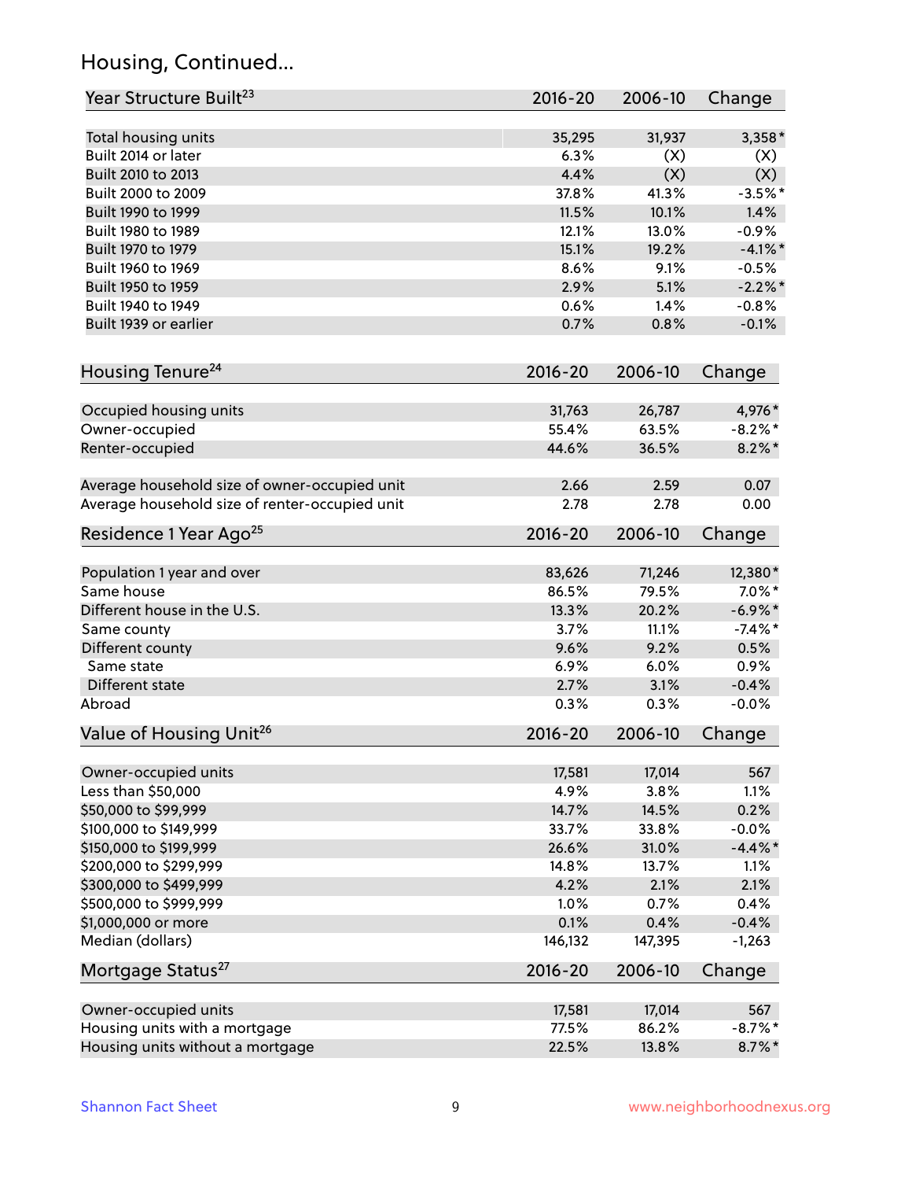## Housing, Continued...

| Year Structure Built[23] | 2016-20 | 2006-10 | Change |
|---|---|---|---|
| Total housing units | 35,295 | 31,937 | 3,358* |
| Built 2014 or later | 6.3% | (X) | (X) |
| Built 2010 to 2013 | 4.4% | (X) | (X) |
| Built 2000 to 2009 | 37.8% | 41.3% | -3.5%* |
| Built 1990 to 1999 | 11.5% | 10.1% | 1.4% |
| Built 1980 to 1989 | 12.1% | 13.0% | -0.9% |
| Built 1970 to 1979 | 15.1% | 19.2% | -4.1%* |
| Built 1960 to 1969 | 8.6% | 9.1% | -0.5% |
| Built 1950 to 1959 | 2.9% | 5.1% | -2.2%* |
| Built 1940 to 1949 | 0.6% | 1.4% | -0.8% |
| Built 1939 or earlier | 0.7% | 0.8% | -0.1% |

| Housing Tenure[24] | 2016-20 | 2006-10 | Change |
|---|---|---|---|
| Occupied housing units | 31,763 | 26,787 | 4,976* |
| Owner-occupied | 55.4% | 63.5% | -8.2%* |
| Renter-occupied | 44.6% | 36.5% | 8.2%* |
| Average household size of owner-occupied unit | 2.66 | 2.59 | 0.07 |
| Average household size of renter-occupied unit | 2.78 | 2.78 | 0.00 |

| Residence 1 Year Ago[25] | 2016-20 | 2006-10 | Change |
|---|---|---|---|
| Population 1 year and over | 83,626 | 71,246 | 12,380* |
| Same house | 86.5% | 79.5% | 7.0%* |
| Different house in the U.S. | 13.3% | 20.2% | -6.9%* |
| Same county | 3.7% | 11.1% | -7.4%* |
| Different county | 9.6% | 9.2% | 0.5% |
| Same state | 6.9% | 6.0% | 0.9% |
| Different state | 2.7% | 3.1% | -0.4% |
| Abroad | 0.3% | 0.3% | -0.0% |

| Value of Housing Unit[26] | 2016-20 | 2006-10 | Change |
|---|---|---|---|
| Owner-occupied units | 17,581 | 17,014 | 567 |
| Less than $50,000 | 4.9% | 3.8% | 1.1% |
| $50,000 to $99,999 | 14.7% | 14.5% | 0.2% |
| $100,000 to $149,999 | 33.7% | 33.8% | -0.0% |
| $150,000 to $199,999 | 26.6% | 31.0% | -4.4%* |
| $200,000 to $299,999 | 14.8% | 13.7% | 1.1% |
| $300,000 to $499,999 | 4.2% | 2.1% | 2.1% |
| $500,000 to $999,999 | 1.0% | 0.7% | 0.4% |
| $1,000,000 or more | 0.1% | 0.4% | -0.4% |
| Median (dollars) | 146,132 | 147,395 | -1,263 |

| Mortgage Status[27] | 2016-20 | 2006-10 | Change |
|---|---|---|---|
| Owner-occupied units | 17,581 | 17,014 | 567 |
| Housing units with a mortgage | 77.5% | 86.2% | -8.7%* |
| Housing units without a mortgage | 22.5% | 13.8% | 8.7%* |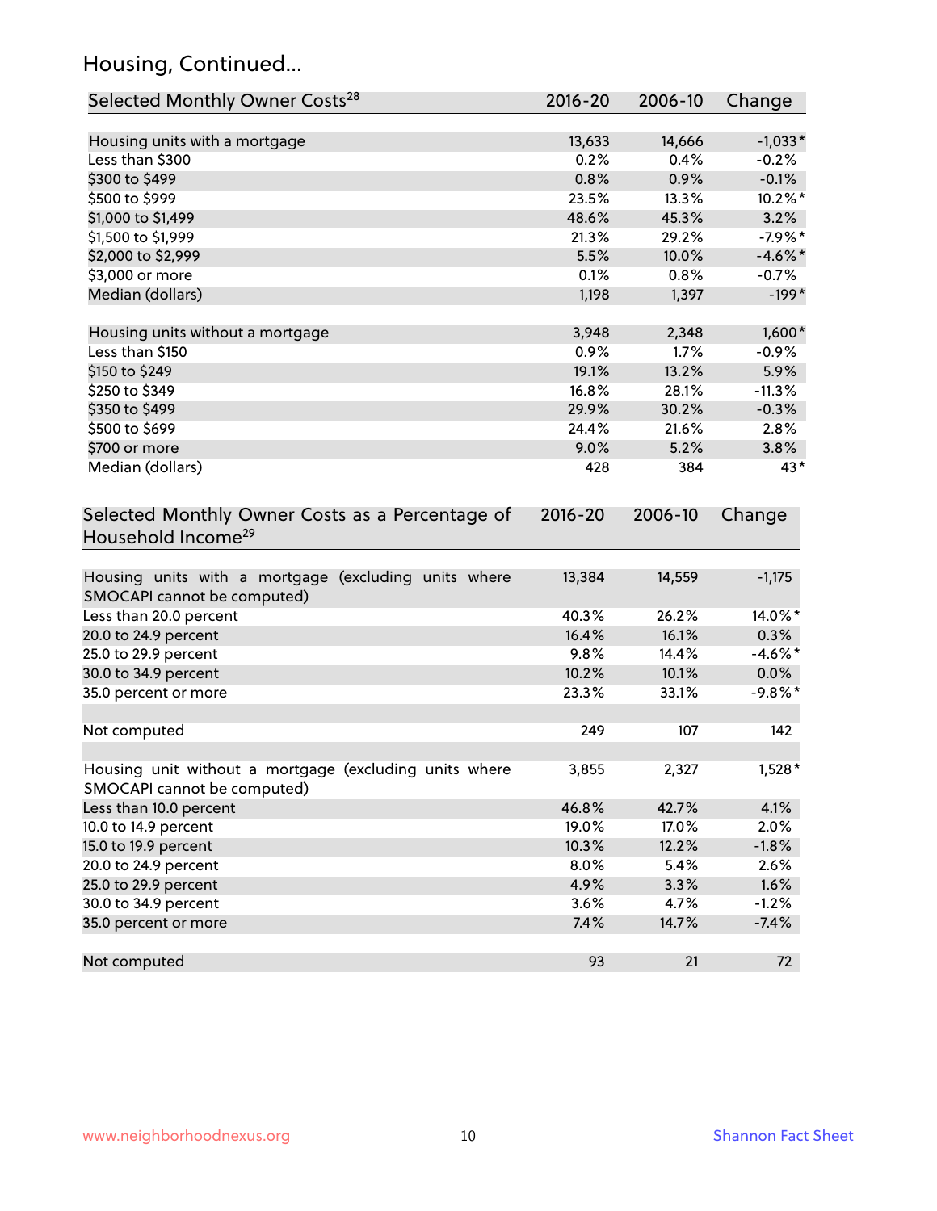## Housing, Continued...

| Selected Monthly Owner Costs[28] | 2016-20 | 2006-10 | Change |
|---|---|---|---|
| Housing units with a mortgage | 13,633 | 14,666 | -1,033* |
| Less than $300 | 0.2% | 0.4% | -0.2% |
| $300 to $499 | 0.8% | 0.9% | -0.1% |
| $500 to $999 | 23.5% | 13.3% | 10.2%* |
| $1,000 to $1,499 | 48.6% | 45.3% | 3.2% |
| $1,500 to $1,999 | 21.3% | 29.2% | -7.9%* |
| $2,000 to $2,999 | 5.5% | 10.0% | -4.6%* |
| $3,000 or more | 0.1% | 0.8% | -0.7% |
| Median (dollars) | 1,198 | 1,397 | -199* |
| | | | |
| Housing units without a mortgage | 3,948 | 2,348 | 1,600* |
| Less than $150 | 0.9% | 1.7% | -0.9% |
| $150 to $249 | 19.1% | 13.2% | 5.9% |
| $250 to $349 | 16.8% | 28.1% | -11.3% |
| $350 to $499 | 29.9% | 30.2% | -0.3% |
| $500 to $699 | 24.4% | 21.6% | 2.8% |
| $700 or more | 9.0% | 5.2% | 3.8% |
| Median (dollars) | 428 | 384 | 43* |

| Selected Monthly Owner Costs as a Percentage of Household Income[29] | 2016-20 | 2006-10 | Change |
|---|---|---|---|
| Housing units with a mortgage (excluding units where SMOCAPI cannot be computed) | 13,384 | 14,559 | -1,175 |
| Less than 20.0 percent | 40.3% | 26.2% | 14.0%* |
| 20.0 to 24.9 percent | 16.4% | 16.1% | 0.3% |
| 25.0 to 29.9 percent | 9.8% | 14.4% | -4.6%* |
| 30.0 to 34.9 percent | 10.2% | 10.1% | 0.0% |
| 35.0 percent or more | 23.3% | 33.1% | -9.8%* |
| | | | |
| Not computed | 249 | 107 | 142 |
| | | | |
| Housing unit without a mortgage (excluding units where SMOCAPI cannot be computed) | 3,855 | 2,327 | 1,528* |
| Less than 10.0 percent | 46.8% | 42.7% | 4.1% |
| 10.0 to 14.9 percent | 19.0% | 17.0% | 2.0% |
| 15.0 to 19.9 percent | 10.3% | 12.2% | -1.8% |
| 20.0 to 24.9 percent | 8.0% | 5.4% | 2.6% |
| 25.0 to 29.9 percent | 4.9% | 3.3% | 1.6% |
| 30.0 to 34.9 percent | 3.6% | 4.7% | -1.2% |
| 35.0 percent or more | 7.4% | 14.7% | -7.4% |
| | | | |
| Not computed | 93 | 21 | 72 |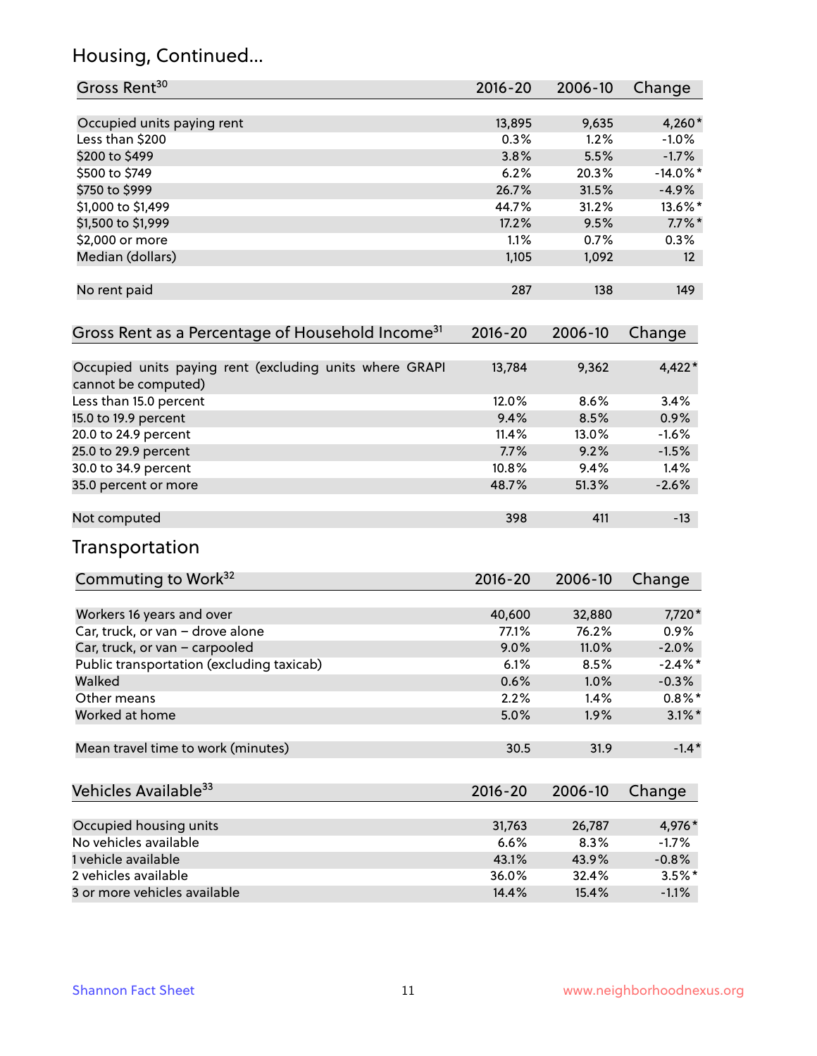## Housing, Continued...

| Gross Rent[30] | 2016-20 | 2006-10 | Change |
|---|---|---|---|
| Occupied units paying rent | 13,895 | 9,635 | 4,260* |
| Less than $200 | 0.3% | 1.2% | -1.0% |
| $200 to $499 | 3.8% | 5.5% | -1.7% |
| $500 to $749 | 6.2% | 20.3% | -14.0%* |
| $750 to $999 | 26.7% | 31.5% | -4.9% |
| $1,000 to $1,499 | 44.7% | 31.2% | 13.6%* |
| $1,500 to $1,999 | 17.2% | 9.5% | 7.7%* |
| $2,000 or more | 1.1% | 0.7% | 0.3% |
| Median (dollars) | 1,105 | 1,092 | 12 |
| No rent paid | 287 | 138 | 149 |

| Gross Rent as a Percentage of Household Income[31] | 2016-20 | 2006-10 | Change |
|---|---|---|---|
| Occupied units paying rent (excluding units where GRAPI cannot be computed) | 13,784 | 9,362 | 4,422* |
| Less than 15.0 percent | 12.0% | 8.6% | 3.4% |
| 15.0 to 19.9 percent | 9.4% | 8.5% | 0.9% |
| 20.0 to 24.9 percent | 11.4% | 13.0% | -1.6% |
| 25.0 to 29.9 percent | 7.7% | 9.2% | -1.5% |
| 30.0 to 34.9 percent | 10.8% | 9.4% | 1.4% |
| 35.0 percent or more | 48.7% | 51.3% | -2.6% |
| Not computed | 398 | 411 | -13 |

## Transportation

| Commuting to Work[32] | 2016-20 | 2006-10 | Change |
|---|---|---|---|
| Workers 16 years and over | 40,600 | 32,880 | 7,720* |
| Car, truck, or van – drove alone | 77.1% | 76.2% | 0.9% |
| Car, truck, or van – carpooled | 9.0% | 11.0% | -2.0% |
| Public transportation (excluding taxicab) | 6.1% | 8.5% | -2.4%* |
| Walked | 0.6% | 1.0% | -0.3% |
| Other means | 2.2% | 1.4% | 0.8%* |
| Worked at home | 5.0% | 1.9% | 3.1%* |
| Mean travel time to work (minutes) | 30.5 | 31.9 | -1.4* |

| Vehicles Available[33] | 2016-20 | 2006-10 | Change |
|---|---|---|---|
| Occupied housing units | 31,763 | 26,787 | 4,976* |
| No vehicles available | 6.6% | 8.3% | -1.7% |
| 1 vehicle available | 43.1% | 43.9% | -0.8% |
| 2 vehicles available | 36.0% | 32.4% | 3.5%* |
| 3 or more vehicles available | 14.4% | 15.4% | -1.1% |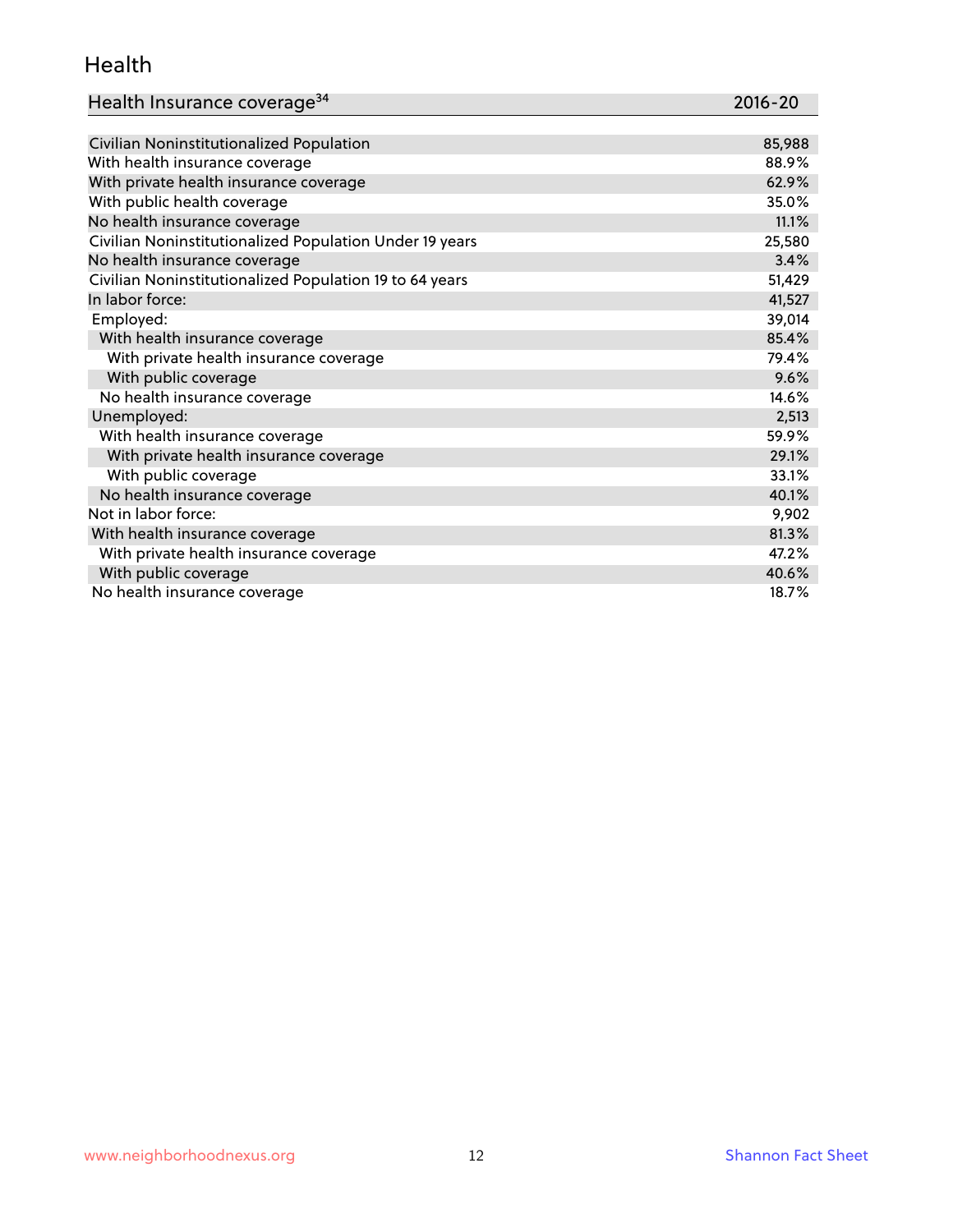## Health

| Health Insurance coverage[34] | 2016-20 |
|---|---|
| Civilian Noninstitutionalized Population | 85,988 |
| With health insurance coverage | 88.9% |
| With private health insurance coverage | 62.9% |
| With public health coverage | 35.0% |
| No health insurance coverage | 11.1% |
| Civilian Noninstitutionalized Population Under 19 years | 25,580 |
| No health insurance coverage | 3.4% |
| Civilian Noninstitutionalized Population 19 to 64 years | 51,429 |
| In labor force: | 41,527 |
| Employed: | 39,014 |
| With health insurance coverage | 85.4% |
| With private health insurance coverage | 79.4% |
| With public coverage | 9.6% |
| No health insurance coverage | 14.6% |
| Unemployed: | 2,513 |
| With health insurance coverage | 59.9% |
| With private health insurance coverage | 29.1% |
| With public coverage | 33.1% |
| No health insurance coverage | 40.1% |
| Not in labor force: | 9,902 |
| With health insurance coverage | 81.3% |
| With private health insurance coverage | 47.2% |
| With public coverage | 40.6% |
| No health insurance coverage | 18.7% |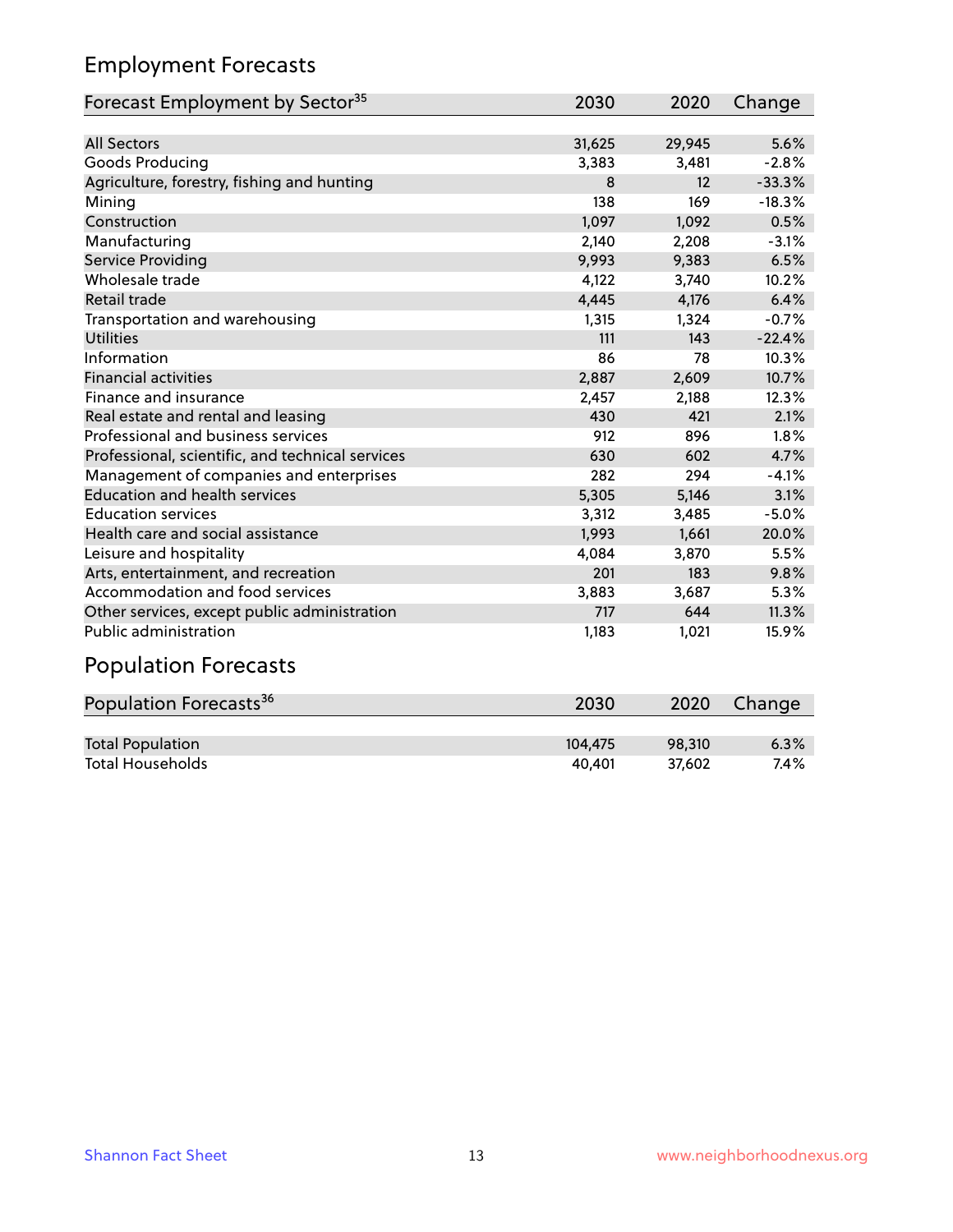## Employment Forecasts

| Forecast Employment by Sector[35] | 2030 | 2020 | Change |
|---|---|---|---|
| All Sectors | 31,625 | 29,945 | 5.6% |
| Goods Producing | 3,383 | 3,481 | -2.8% |
| Agriculture, forestry, fishing and hunting | 8 | 12 | -33.3% |
| Mining | 138 | 169 | -18.3% |
| Construction | 1,097 | 1,092 | 0.5% |
| Manufacturing | 2,140 | 2,208 | -3.1% |
| Service Providing | 9,993 | 9,383 | 6.5% |
| Wholesale trade | 4,122 | 3,740 | 10.2% |
| Retail trade | 4,445 | 4,176 | 6.4% |
| Transportation and warehousing | 1,315 | 1,324 | -0.7% |
| Utilities | 111 | 143 | -22.4% |
| Information | 86 | 78 | 10.3% |
| Financial activities | 2,887 | 2,609 | 10.7% |
| Finance and insurance | 2,457 | 2,188 | 12.3% |
| Real estate and rental and leasing | 430 | 421 | 2.1% |
| Professional and business services | 912 | 896 | 1.8% |
| Professional, scientific, and technical services | 630 | 602 | 4.7% |
| Management of companies and enterprises | 282 | 294 | -4.1% |
| Education and health services | 5,305 | 5,146 | 3.1% |
| Education services | 3,312 | 3,485 | -5.0% |
| Health care and social assistance | 1,993 | 1,661 | 20.0% |
| Leisure and hospitality | 4,084 | 3,870 | 5.5% |
| Arts, entertainment, and recreation | 201 | 183 | 9.8% |
| Accommodation and food services | 3,883 | 3,687 | 5.3% |
| Other services, except public administration | 717 | 644 | 11.3% |
| Public administration | 1,183 | 1,021 | 15.9% |

## Population Forecasts

| Population Forecasts[36] | 2030 | 2020 | Change |
|---|---|---|---|
| Total Population | 104,475 | 98,310 | 6.3% |
| Total Households | 40,401 | 37,602 | 7.4% |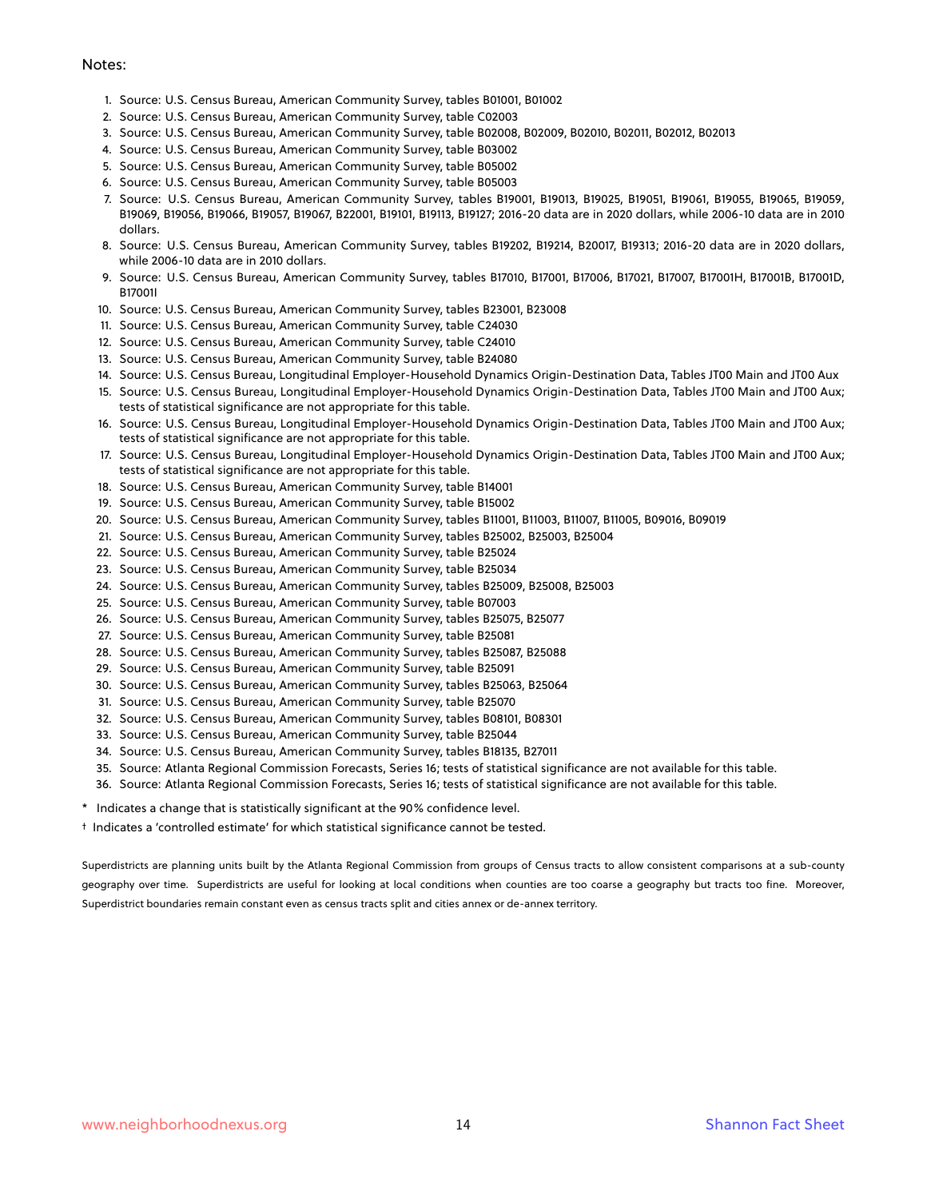Notes:

1. Source: U.S. Census Bureau, American Community Survey, tables B01001, B01002
2. Source: U.S. Census Bureau, American Community Survey, table C02003
3. Source: U.S. Census Bureau, American Community Survey, table B02008, B02009, B02010, B02011, B02012, B02013
4. Source: U.S. Census Bureau, American Community Survey, table B03002
5. Source: U.S. Census Bureau, American Community Survey, table B05002
6. Source: U.S. Census Bureau, American Community Survey, table B05003
7. Source: U.S. Census Bureau, American Community Survey, tables B19001, B19013, B19025, B19051, B19061, B19055, B19065, B19059, B19069, B19056, B19066, B19057, B19067, B22001, B19101, B19113, B19127; 2016-20 data are in 2020 dollars, while 2006-10 data are in 2010 dollars.
8. Source: U.S. Census Bureau, American Community Survey, tables B19202, B19214, B20017, B19313; 2016-20 data are in 2020 dollars, while 2006-10 data are in 2010 dollars.
9. Source: U.S. Census Bureau, American Community Survey, tables B17010, B17001, B17006, B17021, B17007, B17001H, B17001B, B17001D, B17001I
10. Source: U.S. Census Bureau, American Community Survey, tables B23001, B23008
11. Source: U.S. Census Bureau, American Community Survey, table C24030
12. Source: U.S. Census Bureau, American Community Survey, table C24010
13. Source: U.S. Census Bureau, American Community Survey, table B24080
14. Source: U.S. Census Bureau, Longitudinal Employer-Household Dynamics Origin-Destination Data, Tables JT00 Main and JT00 Aux
15. Source: U.S. Census Bureau, Longitudinal Employer-Household Dynamics Origin-Destination Data, Tables JT00 Main and JT00 Aux; tests of statistical significance are not appropriate for this table.
16. Source: U.S. Census Bureau, Longitudinal Employer-Household Dynamics Origin-Destination Data, Tables JT00 Main and JT00 Aux; tests of statistical significance are not appropriate for this table.
17. Source: U.S. Census Bureau, Longitudinal Employer-Household Dynamics Origin-Destination Data, Tables JT00 Main and JT00 Aux; tests of statistical significance are not appropriate for this table.
18. Source: U.S. Census Bureau, American Community Survey, table B14001
19. Source: U.S. Census Bureau, American Community Survey, table B15002
20. Source: U.S. Census Bureau, American Community Survey, tables B11001, B11003, B11007, B11005, B09016, B09019
21. Source: U.S. Census Bureau, American Community Survey, tables B25002, B25003, B25004
22. Source: U.S. Census Bureau, American Community Survey, table B25024
23. Source: U.S. Census Bureau, American Community Survey, table B25034
24. Source: U.S. Census Bureau, American Community Survey, tables B25009, B25008, B25003
25. Source: U.S. Census Bureau, American Community Survey, table B07003
26. Source: U.S. Census Bureau, American Community Survey, tables B25075, B25077
27. Source: U.S. Census Bureau, American Community Survey, table B25081
28. Source: U.S. Census Bureau, American Community Survey, tables B25087, B25088
29. Source: U.S. Census Bureau, American Community Survey, table B25091
30. Source: U.S. Census Bureau, American Community Survey, tables B25063, B25064
31. Source: U.S. Census Bureau, American Community Survey, table B25070
32. Source: U.S. Census Bureau, American Community Survey, tables B08101, B08301
33. Source: U.S. Census Bureau, American Community Survey, table B25044
34. Source: U.S. Census Bureau, American Community Survey, tables B18135, B27011
35. Source: Atlanta Regional Commission Forecasts, Series 16; tests of statistical significance are not available for this table.
36. Source: Atlanta Regional Commission Forecasts, Series 16; tests of statistical significance are not available for this table.

\* Indicates a change that is statistically significant at the 90% confidence level.

† Indicates a 'controlled estimate' for which statistical significance cannot be tested.

Superdistricts are planning units built by the Atlanta Regional Commission from groups of Census tracts to allow consistent comparisons at a sub-county geography over time. Superdistricts are useful for looking at local conditions when counties are too coarse a geography but tracts too fine. Moreover, Superdistrict boundaries remain constant even as census tracts split and cities annex or de-annex territory.